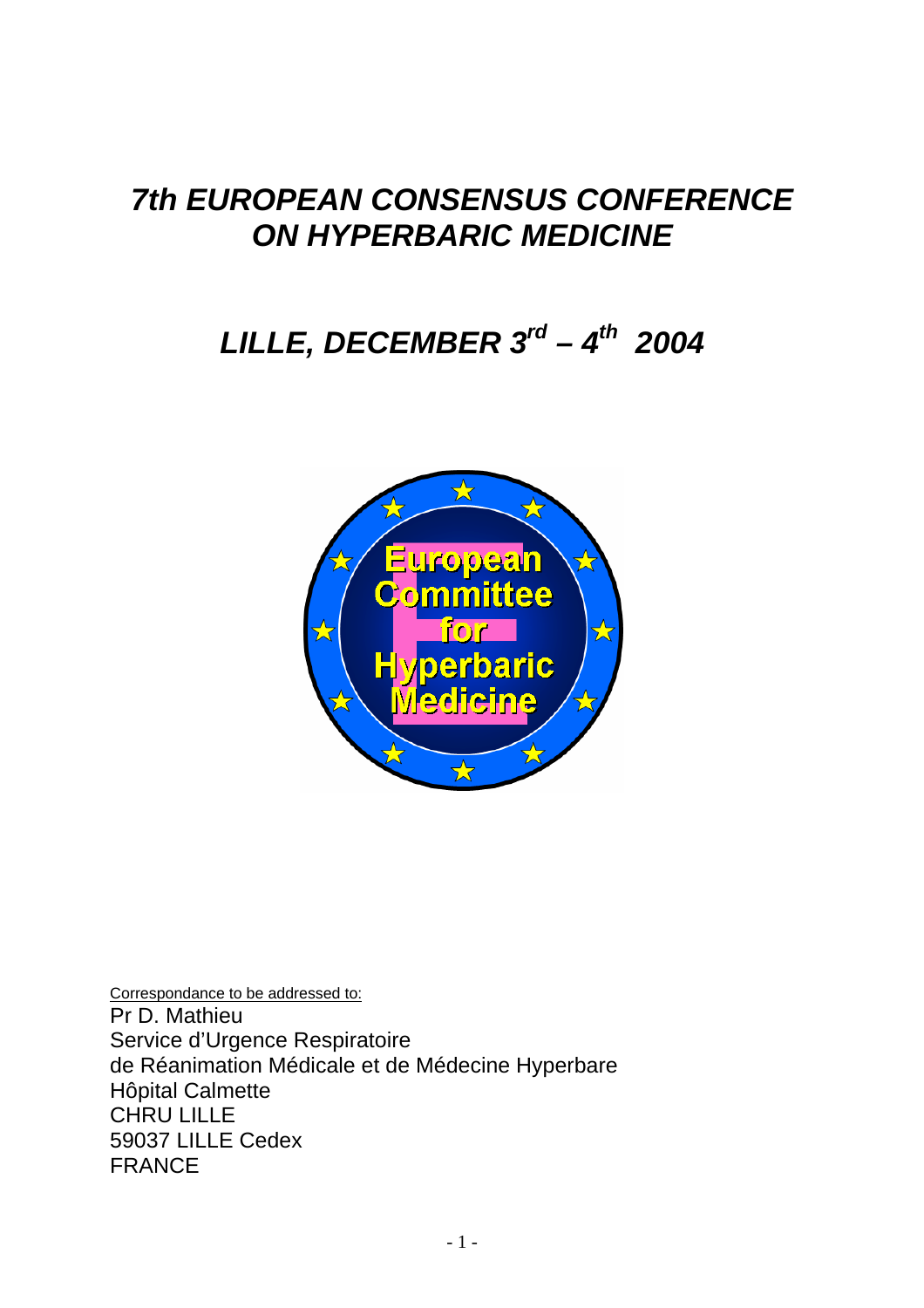# *7th EUROPEAN CONSENSUS CONFERENCE ON HYPERBARIC MEDICINE*

## *LILLE, DECEMBER 3rd – 4th 2004*

European Committee for Hyperbaric Medicine

Correspondance to be addressed to:

Pr D. Mathieu
Service d'Urgence Respiratoire
de Réanimation Médicale et de Médecine Hyperbare
Hôpital Calmette
CHRU LILLE
59037 LILLE Cedex
FRANCE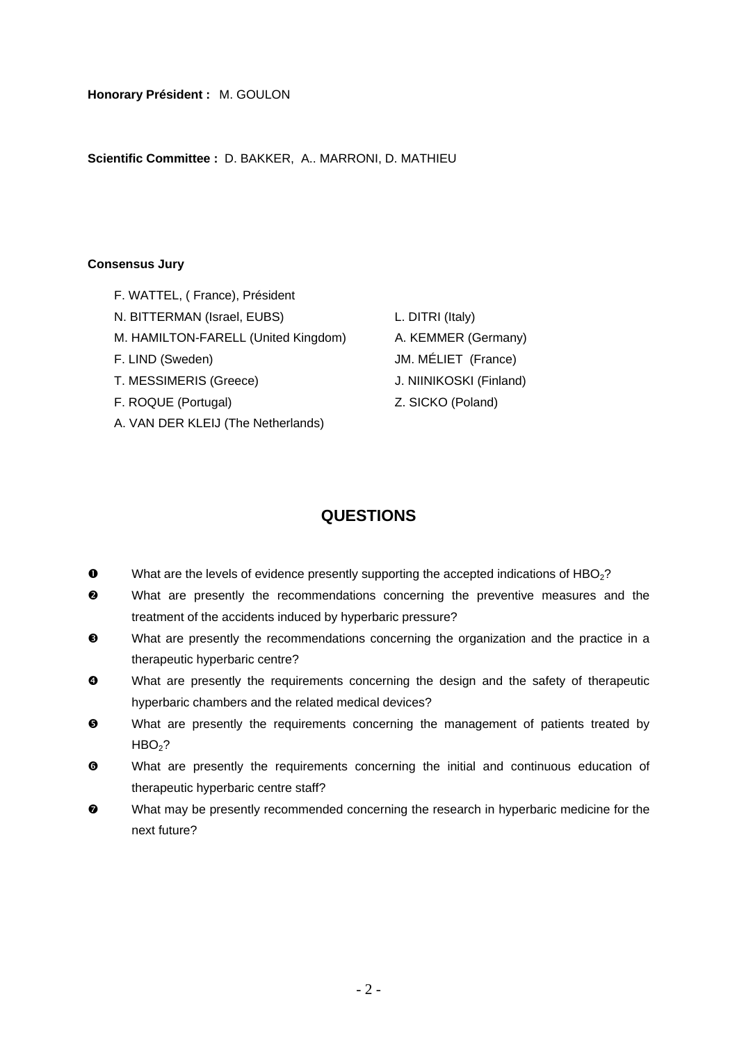**Honorary Président :** M. GOULON

**Scientific Committee :** D. BAKKER, A.. MARRONI, D. MATHIEU

**Consensus Jury**

F. WATTEL, ( France), Président

N. BITTERMAN (Israel, EUBS)

M. HAMILTON-FARELL (United Kingdom)

F. LIND (Sweden)

T. MESSIMERIS (Greece)

F. ROQUE (Portugal)

A. VAN DER KLEIJ (The Netherlands)

L. DITRI (Italy)

A. KEMMER (Germany)

JM. MÉLIET (France)

J. NIINIKOSKI (Finland)

Z. SICKO (Poland)

## QUESTIONS

❶ What are the levels of evidence presently supporting the accepted indications of $HBO_2$?

❷ What are presently the recommendations concerning the preventive measures and the treatment of the accidents induced by hyperbaric pressure?

❸ What are presently the recommendations concerning the organization and the practice in a therapeutic hyperbaric centre?

❹ What are presently the requirements concerning the design and the safety of therapeutic hyperbaric chambers and the related medical devices?

❺ What are presently the requirements concerning the management of patients treated by $HBO_2$?

❻ What are presently the requirements concerning the initial and continuous education of therapeutic hyperbaric centre staff?

❼ What may be presently recommended concerning the research in hyperbaric medicine for the next future?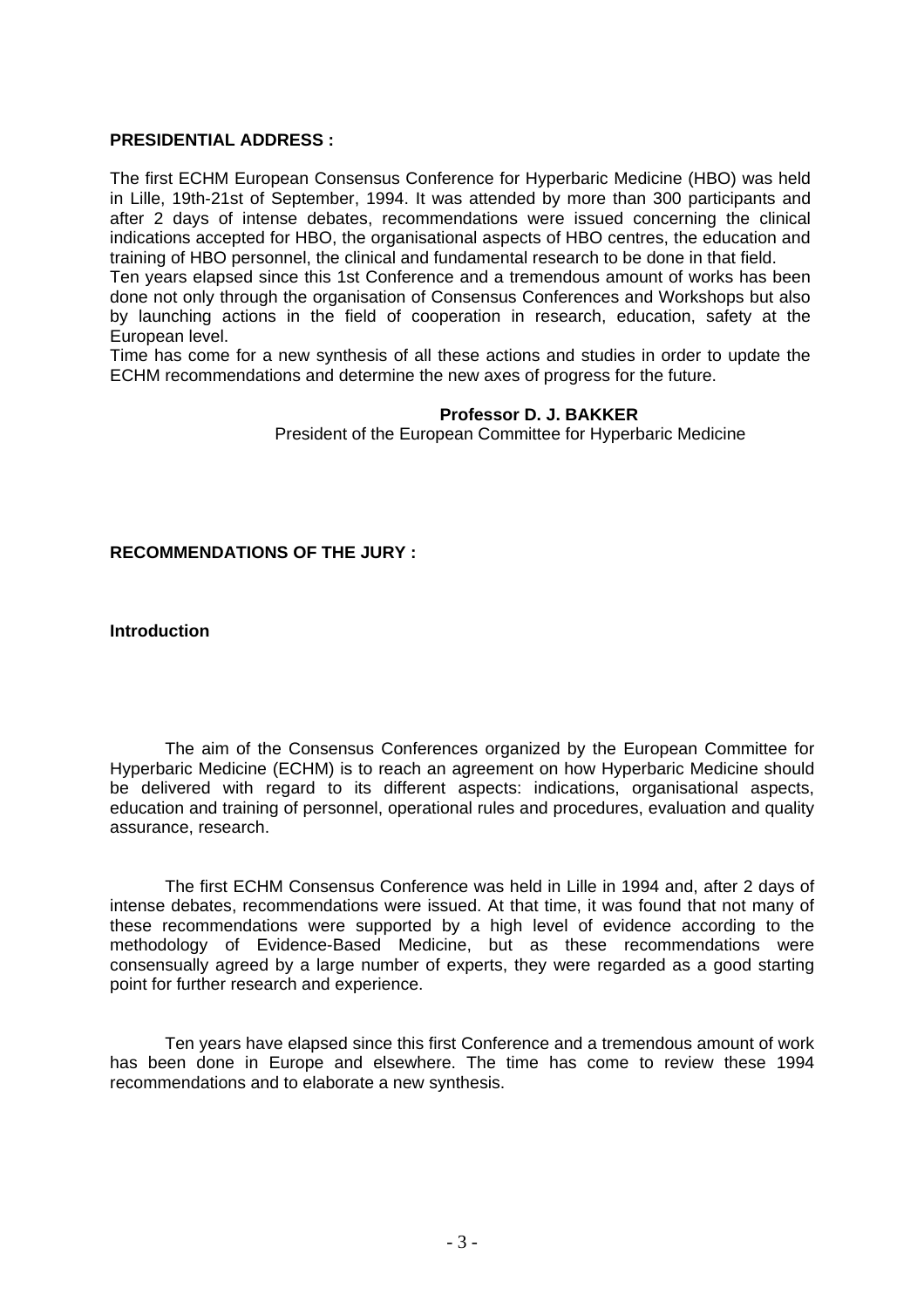**PRESIDENTIAL ADDRESS :**

The first ECHM European Consensus Conference for Hyperbaric Medicine (HBO) was held in Lille, 19th-21st of September, 1994. It was attended by more than 300 participants and after 2 days of intense debates, recommendations were issued concerning the clinical indications accepted for HBO, the organisational aspects of HBO centres, the education and training of HBO personnel, the clinical and fundamental research to be done in that field.
Ten years elapsed since this 1st Conference and a tremendous amount of works has been done not only through the organisation of Consensus Conferences and Workshops but also by launching actions in the field of cooperation in research, education, safety at the European level.
Time has come for a new synthesis of all these actions and studies in order to update the ECHM recommendations and determine the new axes of progress for the future.

**Professor D. J. BAKKER**
President of the European Committee for Hyperbaric Medicine

**RECOMMENDATIONS OF THE JURY :**

**Introduction**

The aim of the Consensus Conferences organized by the European Committee for Hyperbaric Medicine (ECHM) is to reach an agreement on how Hyperbaric Medicine should be delivered with regard to its different aspects: indications, organisational aspects, education and training of personnel, operational rules and procedures, evaluation and quality assurance, research.

The first ECHM Consensus Conference was held in Lille in 1994 and, after 2 days of intense debates, recommendations were issued. At that time, it was found that not many of these recommendations were supported by a high level of evidence according to the methodology of Evidence-Based Medicine, but as these recommendations were consensually agreed by a large number of experts, they were regarded as a good starting point for further research and experience.

Ten years have elapsed since this first Conference and a tremendous amount of work has been done in Europe and elsewhere. The time has come to review these 1994 recommendations and to elaborate a new synthesis.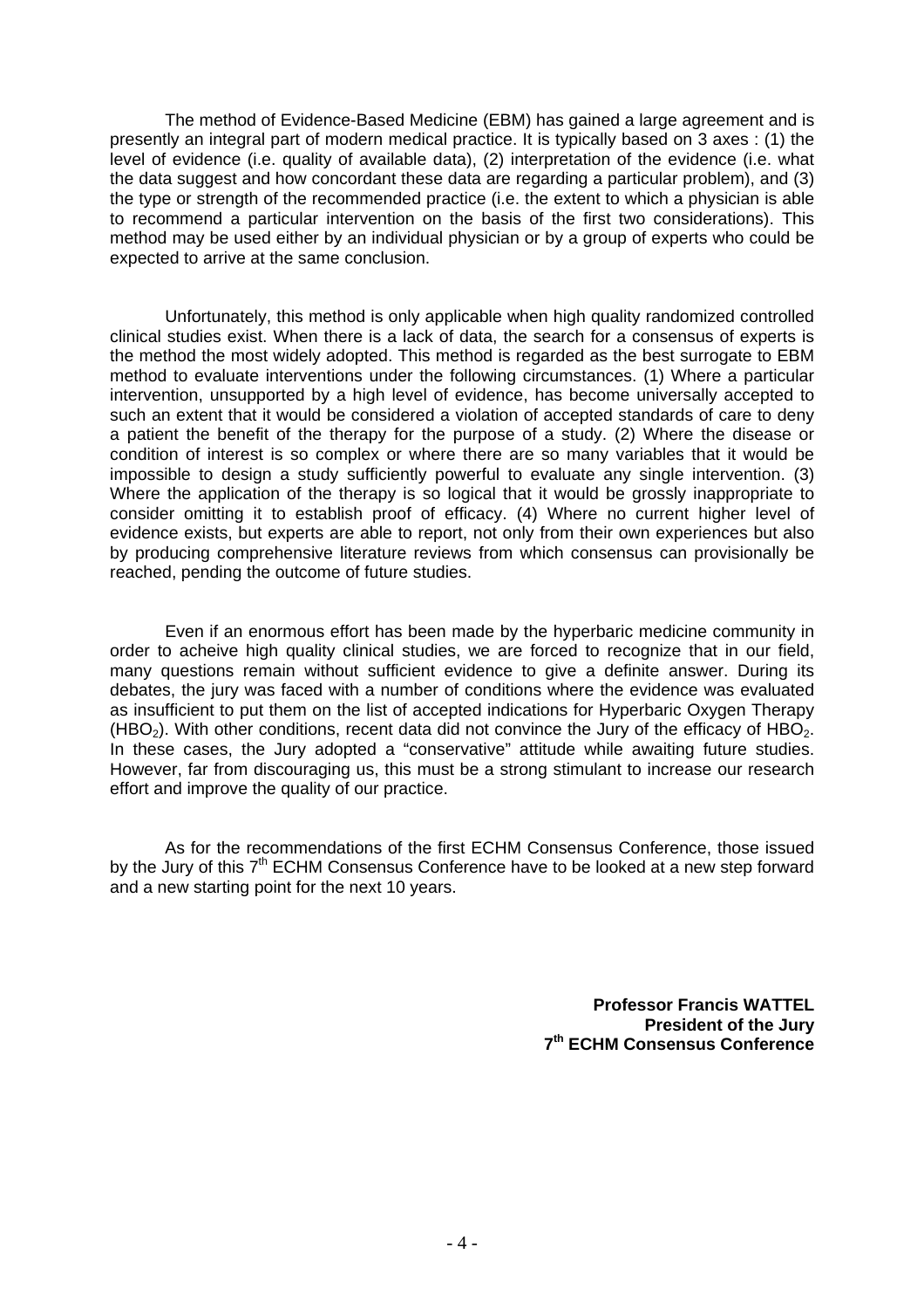The method of Evidence-Based Medicine (EBM) has gained a large agreement and is presently an integral part of modern medical practice. It is typically based on 3 axes : (1) the level of evidence (i.e. quality of available data), (2) interpretation of the evidence (i.e. what the data suggest and how concordant these data are regarding a particular problem), and (3) the type or strength of the recommended practice (i.e. the extent to which a physician is able to recommend a particular intervention on the basis of the first two considerations). This method may be used either by an individual physician or by a group of experts who could be expected to arrive at the same conclusion.

Unfortunately, this method is only applicable when high quality randomized controlled clinical studies exist. When there is a lack of data, the search for a consensus of experts is the method the most widely adopted. This method is regarded as the best surrogate to EBM method to evaluate interventions under the following circumstances. (1) Where a particular intervention, unsupported by a high level of evidence, has become universally accepted to such an extent that it would be considered a violation of accepted standards of care to deny a patient the benefit of the therapy for the purpose of a study. (2) Where the disease or condition of interest is so complex or where there are so many variables that it would be impossible to design a study sufficiently powerful to evaluate any single intervention. (3) Where the application of the therapy is so logical that it would be grossly inappropriate to consider omitting it to establish proof of efficacy. (4) Where no current higher level of evidence exists, but experts are able to report, not only from their own experiences but also by producing comprehensive literature reviews from which consensus can provisionally be reached, pending the outcome of future studies.

Even if an enormous effort has been made by the hyperbaric medicine community in order to acheive high quality clinical studies, we are forced to recognize that in our field, many questions remain without sufficient evidence to give a definite answer. During its debates, the jury was faced with a number of conditions where the evidence was evaluated as insufficient to put them on the list of accepted indications for Hyperbaric Oxygen Therapy ($HBO_2$). With other conditions, recent data did not convince the Jury of the efficacy of $HBO_2$. In these cases, the Jury adopted a "conservative" attitude while awaiting future studies. However, far from discouraging us, this must be a strong stimulant to increase our research effort and improve the quality of our practice.

As for the recommendations of the first ECHM Consensus Conference, those issued by the Jury of this 7th ECHM Consensus Conference have to be looked at a new step forward and a new starting point for the next 10 years.

**Professor Francis WATTEL**
**President of the Jury**
**7th ECHM Consensus Conference**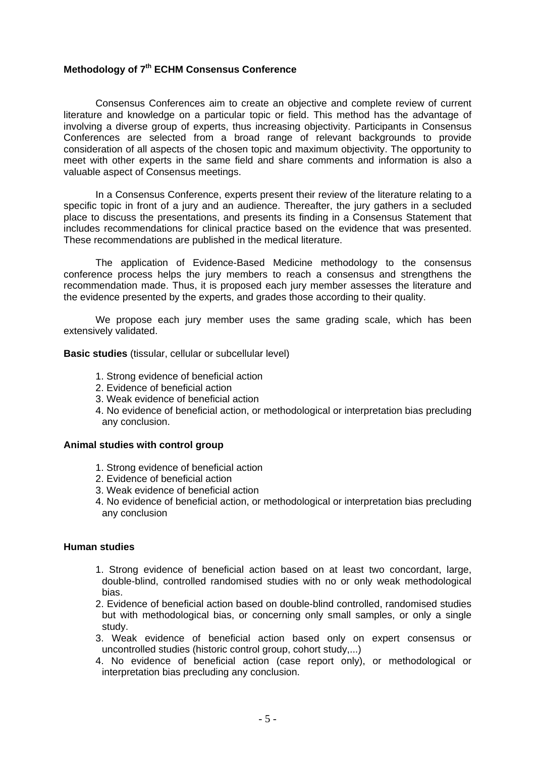## Methodology of 7th ECHM Consensus Conference

Consensus Conferences aim to create an objective and complete review of current literature and knowledge on a particular topic or field. This method has the advantage of involving a diverse group of experts, thus increasing objectivity. Participants in Consensus Conferences are selected from a broad range of relevant backgrounds to provide consideration of all aspects of the chosen topic and maximum objectivity. The opportunity to meet with other experts in the same field and share comments and information is also a valuable aspect of Consensus meetings.

In a Consensus Conference, experts present their review of the literature relating to a specific topic in front of a jury and an audience. Thereafter, the jury gathers in a secluded place to discuss the presentations, and presents its finding in a Consensus Statement that includes recommendations for clinical practice based on the evidence that was presented. These recommendations are published in the medical literature.

The application of Evidence-Based Medicine methodology to the consensus conference process helps the jury members to reach a consensus and strengthens the recommendation made. Thus, it is proposed each jury member assesses the literature and the evidence presented by the experts, and grades those according to their quality.

We propose each jury member uses the same grading scale, which has been extensively validated.

**Basic studies** (tissular, cellular or subcellular level)

1. Strong evidence of beneficial action
2. Evidence of beneficial action
3. Weak evidence of beneficial action
4. No evidence of beneficial action, or methodological or interpretation bias precluding any conclusion.

**Animal studies with control group**

1. Strong evidence of beneficial action
2. Evidence of beneficial action
3. Weak evidence of beneficial action
4. No evidence of beneficial action, or methodological or interpretation bias precluding any conclusion

**Human studies**

1. Strong evidence of beneficial action based on at least two concordant, large, double-blind, controlled randomised studies with no or only weak methodological bias.
2. Evidence of beneficial action based on double-blind controlled, randomised studies but with methodological bias, or concerning only small samples, or only a single study.
3. Weak evidence of beneficial action based only on expert consensus or uncontrolled studies (historic control group, cohort study,...)
4. No evidence of beneficial action (case report only), or methodological or interpretation bias precluding any conclusion.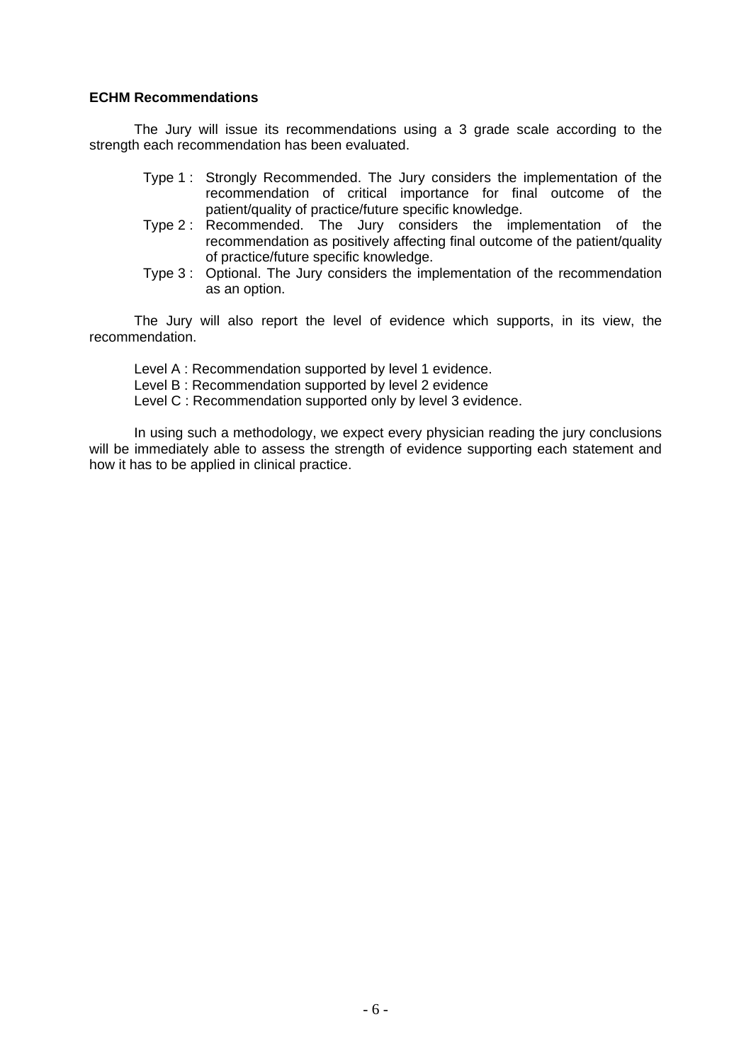**ECHM Recommendations**

The Jury will issue its recommendations using a 3 grade scale according to the strength each recommendation has been evaluated.

- Type 1 : Strongly Recommended. The Jury considers the implementation of the recommendation of critical importance for final outcome of the patient/quality of practice/future specific knowledge.
- Type 2 : Recommended. The Jury considers the implementation of the recommendation as positively affecting final outcome of the patient/quality of practice/future specific knowledge.
- Type 3 : Optional. The Jury considers the implementation of the recommendation as an option.

The Jury will also report the level of evidence which supports, in its view, the recommendation.

- Level A : Recommendation supported by level 1 evidence.
- Level B : Recommendation supported by level 2 evidence
- Level C : Recommendation supported only by level 3 evidence.

In using such a methodology, we expect every physician reading the jury conclusions will be immediately able to assess the strength of evidence supporting each statement and how it has to be applied in clinical practice.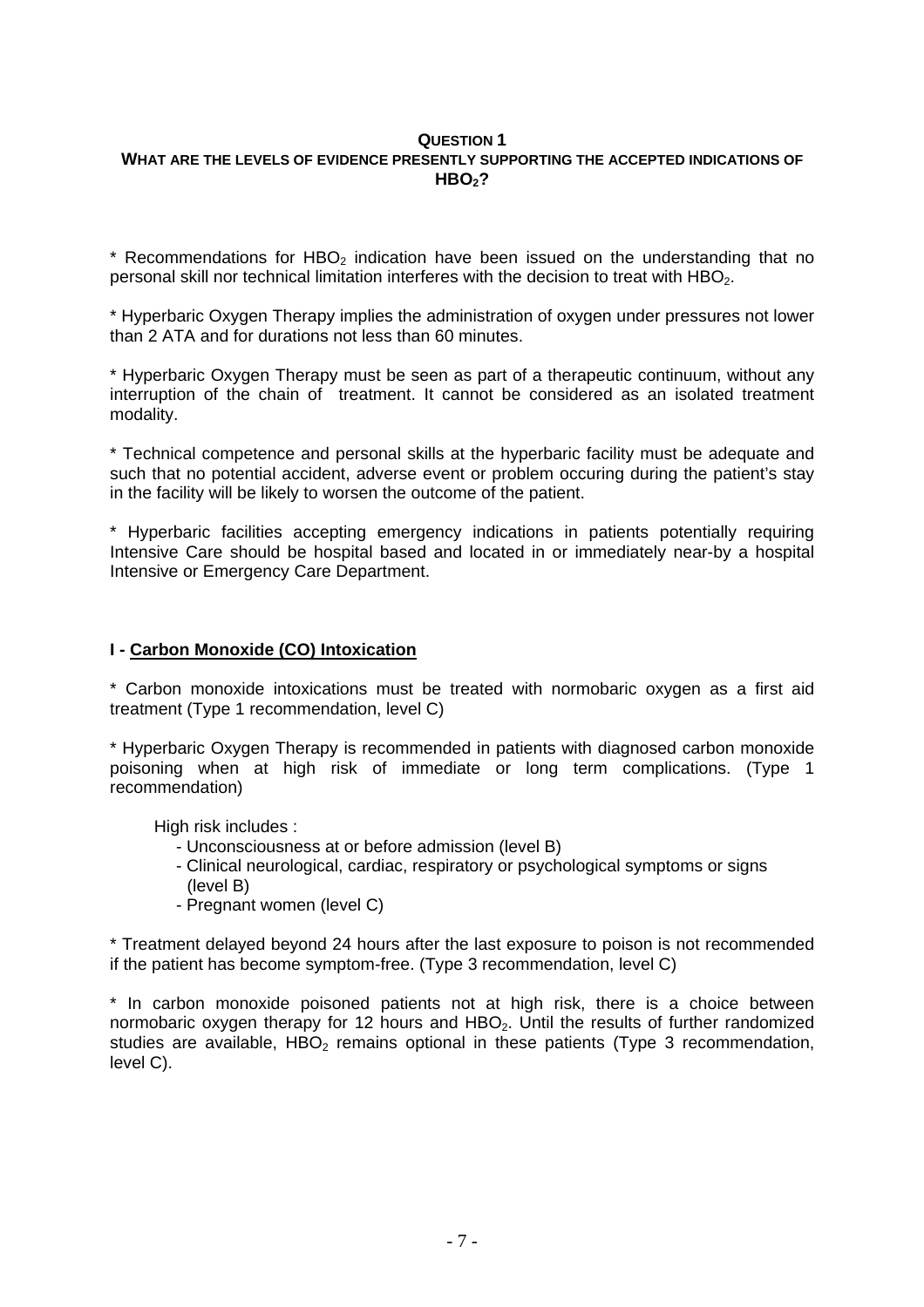## QUESTION 1
## WHAT ARE THE LEVELS OF EVIDENCE PRESENTLY SUPPORTING THE ACCEPTED INDICATIONS OF $HBO_2$?

* Recommendations for $HBO_2$ indication have been issued on the understanding that no personal skill nor technical limitation interferes with the decision to treat with $HBO_2$.

* Hyperbaric Oxygen Therapy implies the administration of oxygen under pressures not lower than 2 ATA and for durations not less than 60 minutes.

* Hyperbaric Oxygen Therapy must be seen as part of a therapeutic continuum, without any interruption of the chain of treatment. It cannot be considered as an isolated treatment modality.

* Technical competence and personal skills at the hyperbaric facility must be adequate and such that no potential accident, adverse event or problem occuring during the patient's stay in the facility will be likely to worsen the outcome of the patient.

* Hyperbaric facilities accepting emergency indications in patients potentially requiring Intensive Care should be hospital based and located in or immediately near-by a hospital Intensive or Emergency Care Department.

### I - Carbon Monoxide (CO) Intoxication

* Carbon monoxide intoxications must be treated with normobaric oxygen as a first aid treatment (Type 1 recommendation, level C)

* Hyperbaric Oxygen Therapy is recommended in patients with diagnosed carbon monoxide poisoning when at high risk of immediate or long term complications. (Type 1 recommendation)

High risk includes :

- Unconsciousness at or before admission (level B)
- Clinical neurological, cardiac, respiratory or psychological symptoms or signs (level B)
- Pregnant women (level C)

* Treatment delayed beyond 24 hours after the last exposure to poison is not recommended if the patient has become symptom-free. (Type 3 recommendation, level C)

* In carbon monoxide poisoned patients not at high risk, there is a choice between normobaric oxygen therapy for 12 hours and $HBO_2$. Until the results of further randomized studies are available, $HBO_2$ remains optional in these patients (Type 3 recommendation, level C).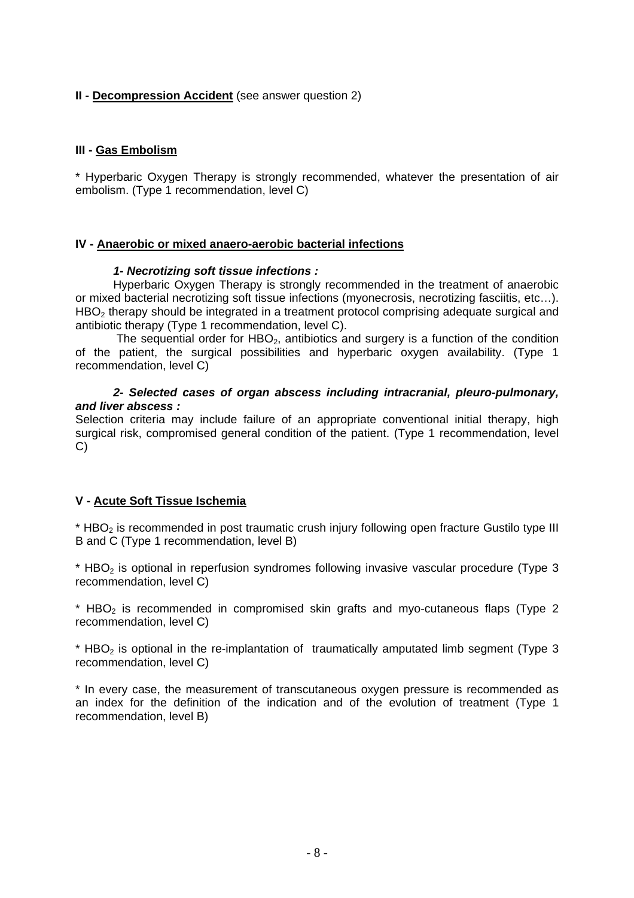**II - <u>Decompression Accident</u>** (see answer question 2)

**III - <u>Gas Embolism</u>**

* Hyperbaric Oxygen Therapy is strongly recommended, whatever the presentation of air embolism. (Type 1 recommendation, level C)

**IV - <u>Anaerobic or mixed anaero-aerobic bacterial infections</u>**

***1- Necrotizing soft tissue infections :***

Hyperbaric Oxygen Therapy is strongly recommended in the treatment of anaerobic or mixed bacterial necrotizing soft tissue infections (myonecrosis, necrotizing fasciitis, etc…). $HBO_2$ therapy should be integrated in a treatment protocol comprising adequate surgical and antibiotic therapy (Type 1 recommendation, level C).

The sequential order for $HBO_2$, antibiotics and surgery is a function of the condition of the patient, the surgical possibilities and hyperbaric oxygen availability. (Type 1 recommendation, level C)

***2- Selected cases of organ abscess including intracranial, pleuro-pulmonary, and liver abscess :***

Selection criteria may include failure of an appropriate conventional initial therapy, high surgical risk, compromised general condition of the patient. (Type 1 recommendation, level C)

**V - <u>Acute Soft Tissue Ischemia</u>**

* $HBO_2$ is recommended in post traumatic crush injury following open fracture Gustilo type III B and C (Type 1 recommendation, level B)

* $HBO_2$ is optional in reperfusion syndromes following invasive vascular procedure (Type 3 recommendation, level C)

* $HBO_2$ is recommended in compromised skin grafts and myo-cutaneous flaps (Type 2 recommendation, level C)

* $HBO_2$ is optional in the re-implantation of traumatically amputated limb segment (Type 3 recommendation, level C)

* In every case, the measurement of transcutaneous oxygen pressure is recommended as an index for the definition of the indication and of the evolution of treatment (Type 1 recommendation, level B)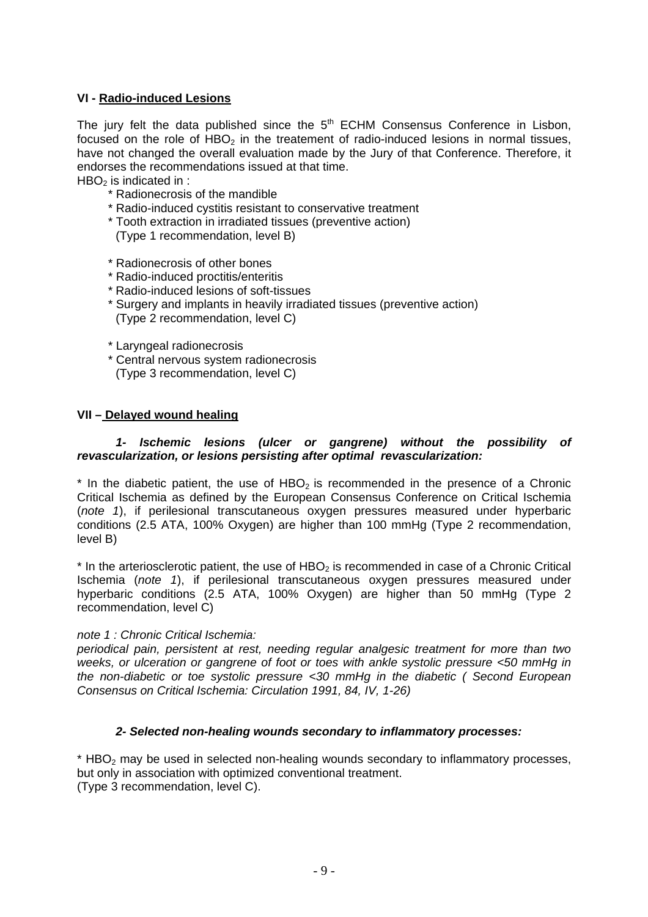## VI - Radio-induced Lesions

The jury felt the data published since the 5[th] ECHM Consensus Conference in Lisbon, focused on the role of $HBO_2$ in the treatement of radio-induced lesions in normal tissues, have not changed the overall evaluation made by the Jury of that Conference. Therefore, it endorses the recommendations issued at that time.

$HBO_2$ is indicated in :

* Radionecrosis of the mandible
* Radio-induced cystitis resistant to conservative treatment
* Tooth extraction in irradiated tissues (preventive action)
  (Type 1 recommendation, level B)

* Radionecrosis of other bones
* Radio-induced proctitis/enteritis
* Radio-induced lesions of soft-tissues
* Surgery and implants in heavily irradiated tissues (preventive action)
  (Type 2 recommendation, level C)

* Laryngeal radionecrosis
* Central nervous system radionecrosis
  (Type 3 recommendation, level C)

## VII – Delayed wound healing

### *1- Ischemic lesions (ulcer or gangrene) without the possibility of revascularization, or lesions persisting after optimal revascularization:*

* In the diabetic patient, the use of $HBO_2$ is recommended in the presence of a Chronic Critical Ischemia as defined by the European Consensus Conference on Critical Ischemia (*note 1*), if perilesional transcutaneous oxygen pressures measured under hyperbaric conditions (2.5 ATA, 100% Oxygen) are higher than 100 mmHg (Type 2 recommendation, level B)

* In the arteriosclerotic patient, the use of $HBO_2$ is recommended in case of a Chronic Critical Ischemia (*note 1*), if perilesional transcutaneous oxygen pressures measured under hyperbaric conditions (2.5 ATA, 100% Oxygen) are higher than 50 mmHg (Type 2 recommendation, level C)

*note 1 : Chronic Critical Ischemia:*
*periodical pain, persistent at rest, needing regular analgesic treatment for more than two weeks, or ulceration or gangrene of foot or toes with ankle systolic pressure <50 mmHg in the non-diabetic or toe systolic pressure <30 mmHg in the diabetic ( Second European Consensus on Critical Ischemia: Circulation 1991, 84, IV, 1-26)*

### *2- Selected non-healing wounds secondary to inflammatory processes:*

* $HBO_2$ may be used in selected non-healing wounds secondary to inflammatory processes, but only in association with optimized conventional treatment.
(Type 3 recommendation, level C).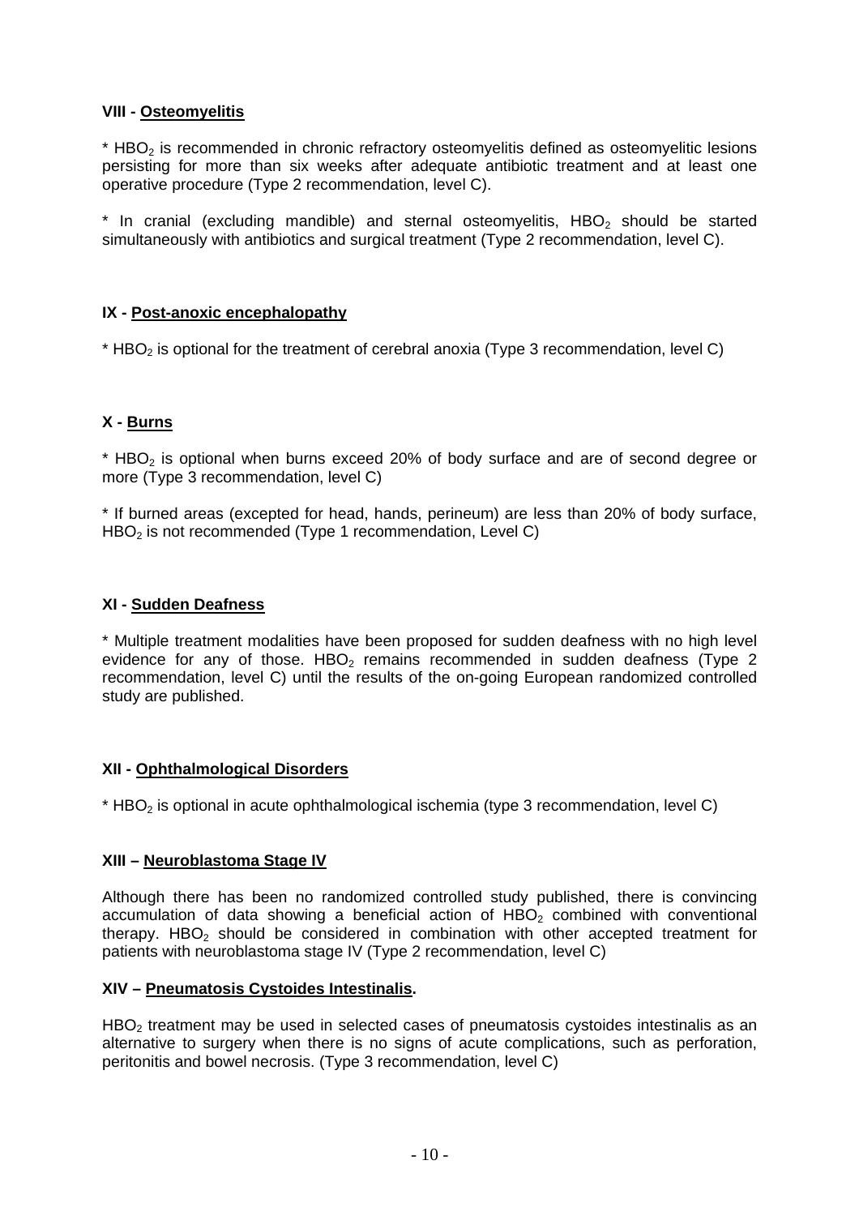### VIII - Osteomyelitis

* $HBO_2$ is recommended in chronic refractory osteomyelitis defined as osteomyelitic lesions persisting for more than six weeks after adequate antibiotic treatment and at least one operative procedure (Type 2 recommendation, level C).

* In cranial (excluding mandible) and sternal osteomyelitis, $HBO_2$ should be started simultaneously with antibiotics and surgical treatment (Type 2 recommendation, level C).

### IX - Post-anoxic encephalopathy

* $HBO_2$ is optional for the treatment of cerebral anoxia (Type 3 recommendation, level C)

### X - Burns

* $HBO_2$ is optional when burns exceed 20% of body surface and are of second degree or more (Type 3 recommendation, level C)

* If burned areas (excepted for head, hands, perineum) are less than 20% of body surface, $HBO_2$ is not recommended (Type 1 recommendation, Level C)

### XI - Sudden Deafness

* Multiple treatment modalities have been proposed for sudden deafness with no high level evidence for any of those. $HBO_2$ remains recommended in sudden deafness (Type 2 recommendation, level C) until the results of the on-going European randomized controlled study are published.

### XII - Ophthalmological Disorders

* $HBO_2$ is optional in acute ophthalmological ischemia (type 3 recommendation, level C)

### XIII – Neuroblastoma Stage IV

Although there has been no randomized controlled study published, there is convincing accumulation of data showing a beneficial action of $HBO_2$ combined with conventional therapy. $HBO_2$ should be considered in combination with other accepted treatment for patients with neuroblastoma stage IV (Type 2 recommendation, level C)

### XIV – Pneumatosis Cystoides Intestinalis.

$HBO_2$ treatment may be used in selected cases of pneumatosis cystoides intestinalis as an alternative to surgery when there is no signs of acute complications, such as perforation, peritonitis and bowel necrosis. (Type 3 recommendation, level C)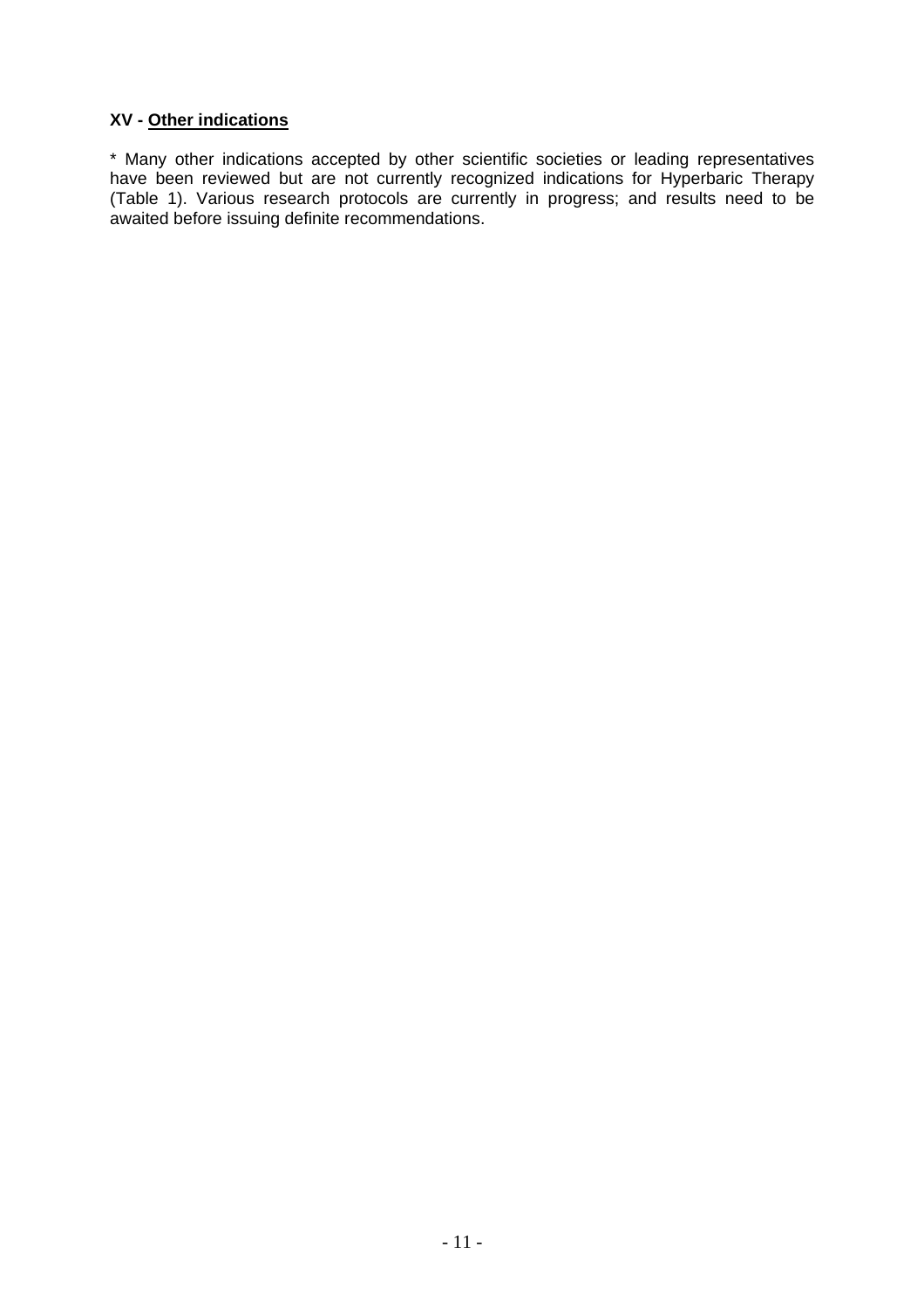### XV - <u>Other indications</u>

* Many other indications accepted by other scientific societies or leading representatives have been reviewed but are not currently recognized indications for Hyperbaric Therapy (Table 1). Various research protocols are currently in progress; and results need to be awaited before issuing definite recommendations.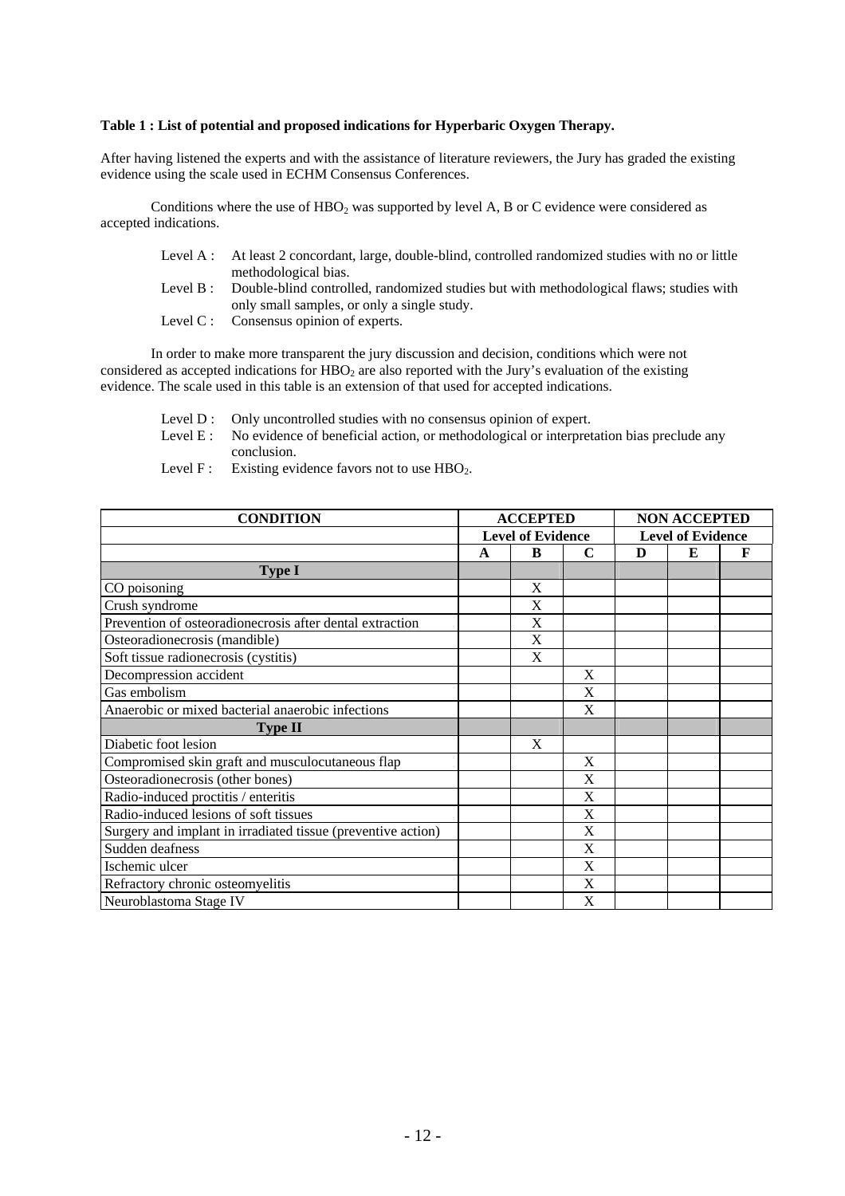**Table 1 : List of potential and proposed indications for Hyperbaric Oxygen Therapy.**

After having listened the experts and with the assistance of literature reviewers, the Jury has graded the existing evidence using the scale used in ECHM Consensus Conferences.

Conditions where the use of $HBO_2$ was supported by level A, B or C evidence were considered as accepted indications.

- Level A : At least 2 concordant, large, double-blind, controlled randomized studies with no or little methodological bias.
- Level B : Double-blind controlled, randomized studies but with methodological flaws; studies with only small samples, or only a single study.
- Level C : Consensus opinion of experts.

In order to make more transparent the jury discussion and decision, conditions which were not considered as accepted indications for $HBO_2$ are also reported with the Jury's evaluation of the existing evidence. The scale used in this table is an extension of that used for accepted indications.

- Level D : Only uncontrolled studies with no consensus opinion of expert.
- Level E : No evidence of beneficial action, or methodological or interpretation bias preclude any conclusion.
- Level F : Existing evidence favors not to use $HBO_2$.

| CONDITION | ACCEPTED | | | NON ACCEPTED | | |
|---|---|---|---|---|---|---|
| | Level of Evidence | | | Level of Evidence | | |
| | A | B | C | D | E | F |
| **Type I** | | | | | | |
| CO poisoning | | X | | | | |
| Crush syndrome | | X | | | | |
| Prevention of osteoradionecrosis after dental extraction | | X | | | | |
| Osteoradionecrosis (mandible) | | X | | | | |
| Soft tissue radionecrosis (cystitis) | | X | | | | |
| Decompression accident | | | X | | | |
| Gas embolism | | | X | | | |
| Anaerobic or mixed bacterial anaerobic infections | | | X | | | |
| **Type II** | | | | | | |
| Diabetic foot lesion | | X | | | | |
| Compromised skin graft and musculocutaneous flap | | | X | | | |
| Osteoradionecrosis (other bones) | | | X | | | |
| Radio-induced proctitis / enteritis | | | X | | | |
| Radio-induced lesions of soft tissues | | | X | | | |
| Surgery and implant in irradiated tissue (preventive action) | | | X | | | |
| Sudden deafness | | | X | | | |
| Ischemic ulcer | | | X | | | |
| Refractory chronic osteomyelitis | | | X | | | |
| Neuroblastoma Stage IV | | | X | | | |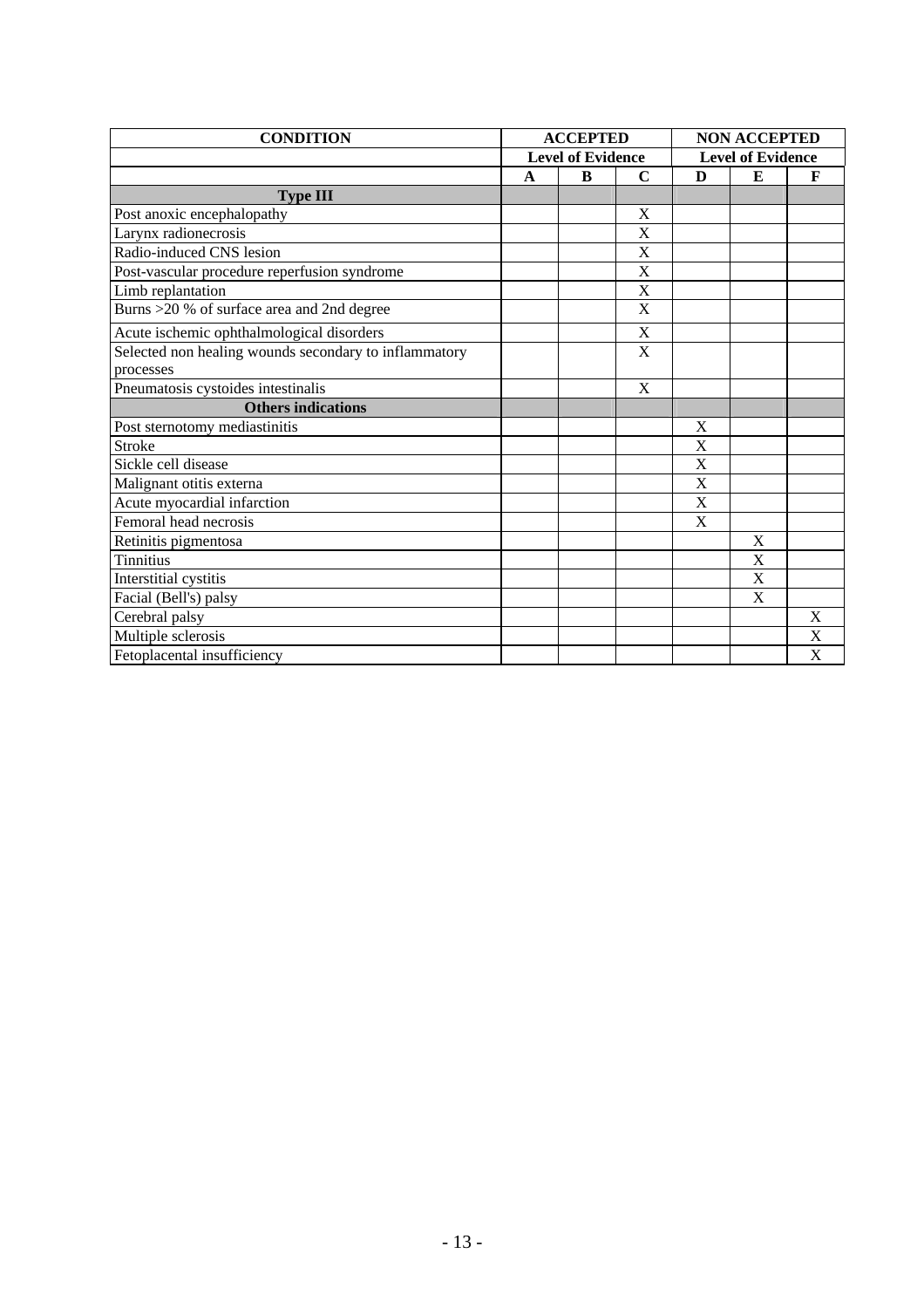| CONDITION | ACCEPTED | | | NON ACCEPTED | | |
|---|---|---|---|---|---|---|
| | Level of Evidence | | | Level of Evidence | | |
| | **A** | **B** | **C** | **D** | **E** | **F** |
| **Type III** | | | | | | |
| Post anoxic encephalopathy | | | X | | | |
| Larynx radionecrosis | | | X | | | |
| Radio-induced CNS lesion | | | X | | | |
| Post-vascular procedure reperfusion syndrome | | | X | | | |
| Limb replantation | | | X | | | |
| Burns >20 % of surface area and 2nd degree | | | X | | | |
| Acute ischemic ophthalmological disorders | | | X | | | |
| Selected non healing wounds secondary to inflammatory processes | | | X | | | |
| Pneumatosis cystoides intestinalis | | | X | | | |
| **Others indications** | | | | | | |
| Post sternotomy mediastinitis | | | | X | | |
| Stroke | | | | X | | |
| Sickle cell disease | | | | X | | |
| Malignant otitis externa | | | | X | | |
| Acute myocardial infarction | | | | X | | |
| Femoral head necrosis | | | | X | | |
| Retinitis pigmentosa | | | | | X | |
| Tinnitius | | | | | X | |
| Interstitial cystitis | | | | | X | |
| Facial (Bell's) palsy | | | | | X | |
| Cerebral palsy | | | | | | X |
| Multiple sclerosis | | | | | | X |
| Fetoplacental insufficiency | | | | | | X |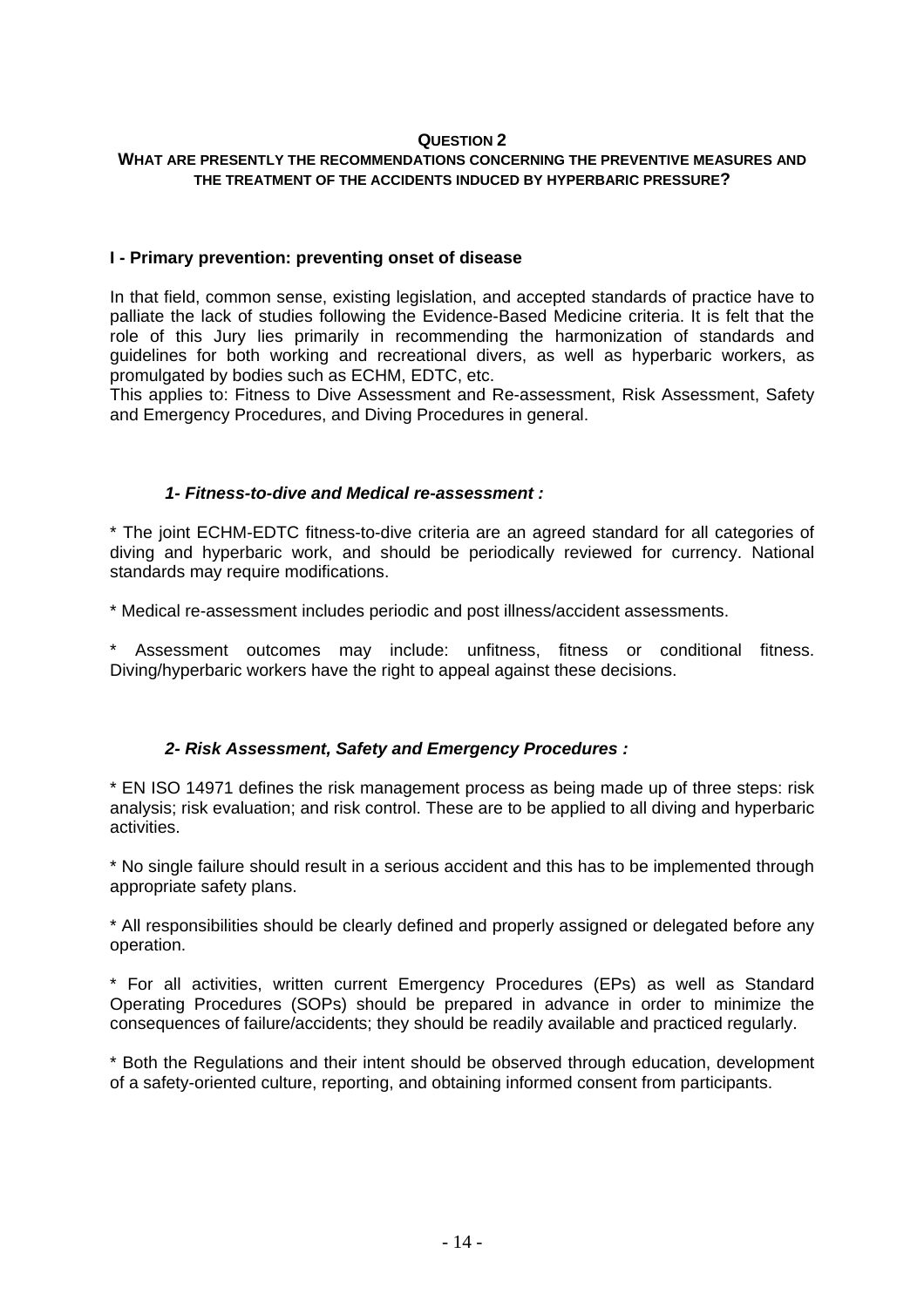## QUESTION 2

### WHAT ARE PRESENTLY THE RECOMMENDATIONS CONCERNING THE PREVENTIVE MEASURES AND THE TREATMENT OF THE ACCIDENTS INDUCED BY HYPERBARIC PRESSURE?

### I - Primary prevention: preventing onset of disease

In that field, common sense, existing legislation, and accepted standards of practice have to palliate the lack of studies following the Evidence-Based Medicine criteria. It is felt that the role of this Jury lies primarily in recommending the harmonization of standards and guidelines for both working and recreational divers, as well as hyperbaric workers, as promulgated by bodies such as ECHM, EDTC, etc.
This applies to: Fitness to Dive Assessment and Re-assessment, Risk Assessment, Safety and Emergency Procedures, and Diving Procedures in general.

#### *1- Fitness-to-dive and Medical re-assessment :*

* The joint ECHM-EDTC fitness-to-dive criteria are an agreed standard for all categories of diving and hyperbaric work, and should be periodically reviewed for currency. National standards may require modifications.

* Medical re-assessment includes periodic and post illness/accident assessments.

* Assessment outcomes may include: unfitness, fitness or conditional fitness. Diving/hyperbaric workers have the right to appeal against these decisions.

#### *2- Risk Assessment, Safety and Emergency Procedures :*

* EN ISO 14971 defines the risk management process as being made up of three steps: risk analysis; risk evaluation; and risk control. These are to be applied to all diving and hyperbaric activities.

* No single failure should result in a serious accident and this has to be implemented through appropriate safety plans.

* All responsibilities should be clearly defined and properly assigned or delegated before any operation.

* For all activities, written current Emergency Procedures (EPs) as well as Standard Operating Procedures (SOPs) should be prepared in advance in order to minimize the consequences of failure/accidents; they should be readily available and practiced regularly.

* Both the Regulations and their intent should be observed through education, development of a safety-oriented culture, reporting, and obtaining informed consent from participants.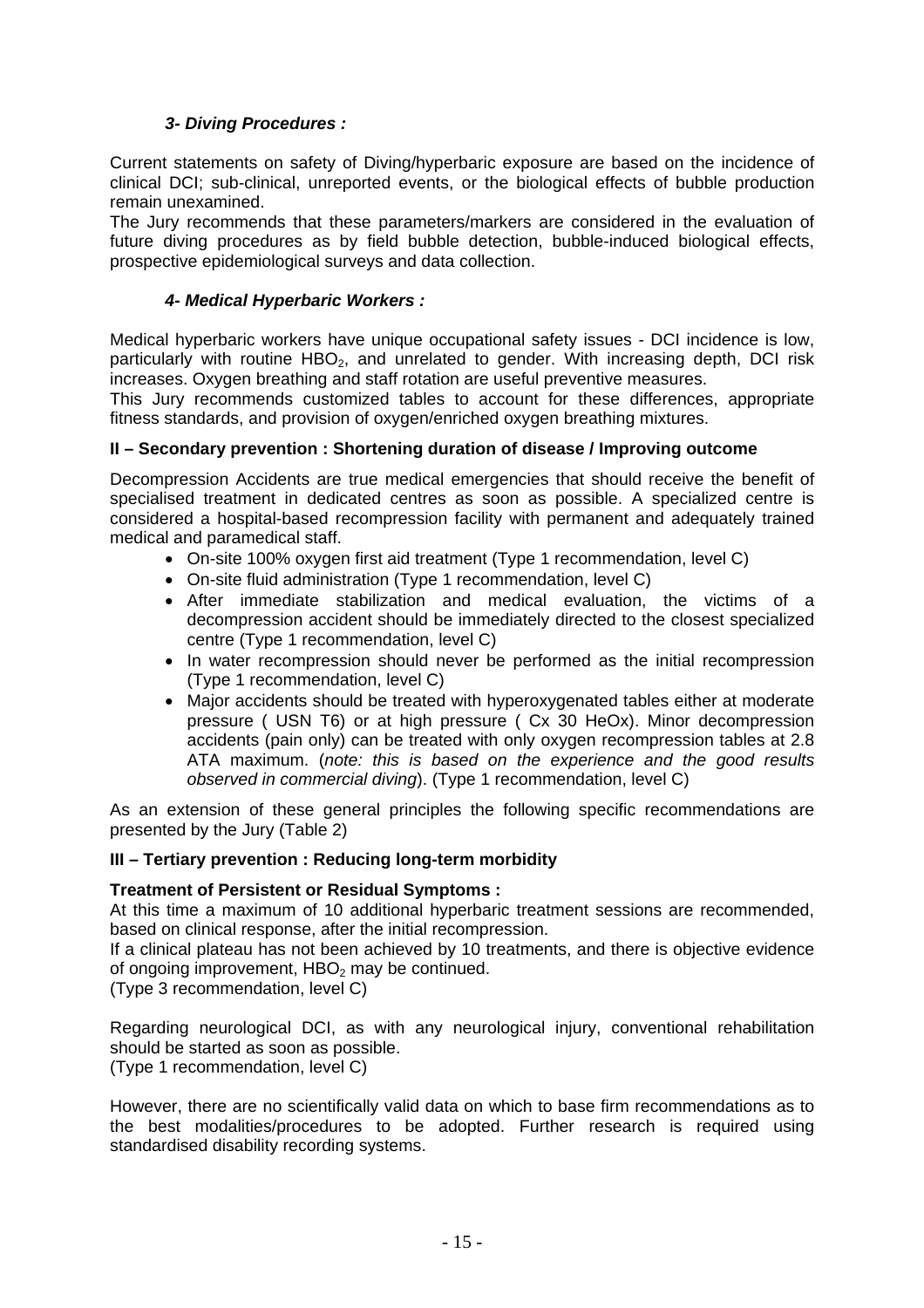### *3- Diving Procedures :*

Current statements on safety of Diving/hyperbaric exposure are based on the incidence of clinical DCI; sub-clinical, unreported events, or the biological effects of bubble production remain unexamined.

The Jury recommends that these parameters/markers are considered in the evaluation of future diving procedures as by field bubble detection, bubble-induced biological effects, prospective epidemiological surveys and data collection.

### *4- Medical Hyperbaric Workers :*

Medical hyperbaric workers have unique occupational safety issues - DCI incidence is low, particularly with routine $HBO_2$, and unrelated to gender. With increasing depth, DCI risk increases. Oxygen breathing and staff rotation are useful preventive measures.

This Jury recommends customized tables to account for these differences, appropriate fitness standards, and provision of oxygen/enriched oxygen breathing mixtures.

## II – Secondary prevention : Shortening duration of disease / Improving outcome

Decompression Accidents are true medical emergencies that should receive the benefit of specialised treatment in dedicated centres as soon as possible. A specialized centre is considered a hospital-based recompression facility with permanent and adequately trained medical and paramedical staff.

- On-site 100% oxygen first aid treatment (Type 1 recommendation, level C)
- On-site fluid administration (Type 1 recommendation, level C)
- After immediate stabilization and medical evaluation, the victims of a decompression accident should be immediately directed to the closest specialized centre (Type 1 recommendation, level C)
- In water recompression should never be performed as the initial recompression (Type 1 recommendation, level C)
- Major accidents should be treated with hyperoxygenated tables either at moderate pressure ( USN T6) or at high pressure ( Cx 30 HeOx). Minor decompression accidents (pain only) can be treated with only oxygen recompression tables at 2.8 ATA maximum. (*note: this is based on the experience and the good results observed in commercial diving*). (Type 1 recommendation, level C)

As an extension of these general principles the following specific recommendations are presented by the Jury (Table 2)

## III – Tertiary prevention : Reducing long-term morbidity

**Treatment of Persistent or Residual Symptoms :**

At this time a maximum of 10 additional hyperbaric treatment sessions are recommended, based on clinical response, after the initial recompression.

If a clinical plateau has not been achieved by 10 treatments, and there is objective evidence of ongoing improvement, $HBO_2$ may be continued.

(Type 3 recommendation, level C)

Regarding neurological DCI, as with any neurological injury, conventional rehabilitation should be started as soon as possible.

(Type 1 recommendation, level C)

However, there are no scientifically valid data on which to base firm recommendations as to the best modalities/procedures to be adopted. Further research is required using standardised disability recording systems.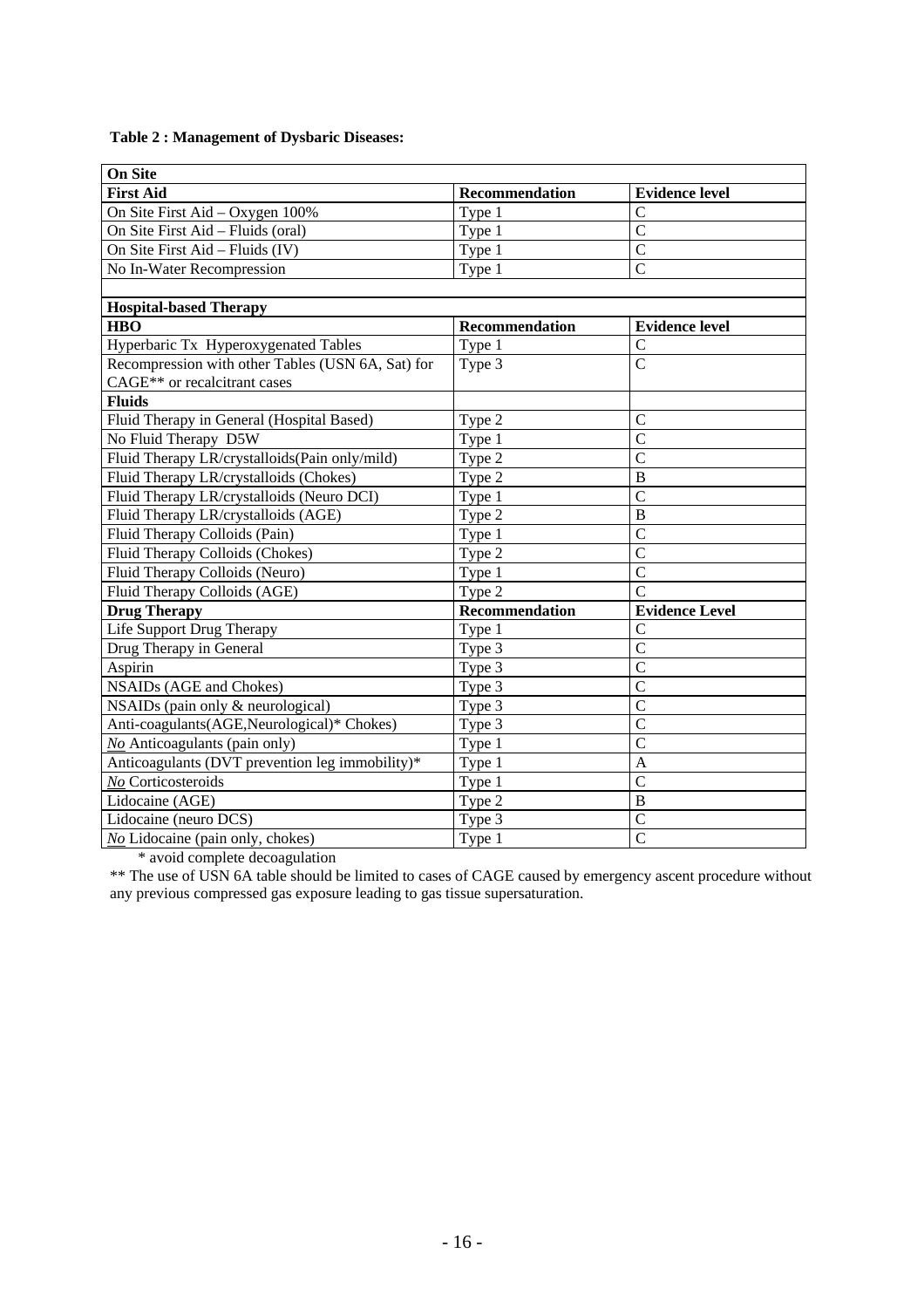**Table 2 : Management of Dysbaric Diseases:**

| **On Site** | | |
|---|---|---|
| **First Aid** | **Recommendation** | **Evidence level** |
| On Site First Aid – Oxygen 100% | Type 1 | C |
| On Site First Aid – Fluids (oral) | Type 1 | C |
| On Site First Aid – Fluids (IV) | Type 1 | C |
| No In-Water Recompression | Type 1 | C |
| | | |
| **Hospital-based Therapy** | | |
| **HBO** | **Recommendation** | **Evidence level** |
| Hyperbaric Tx Hyperoxygenated Tables | Type 1 | C |
| Recompression with other Tables (USN 6A, Sat) for CAGE** or recalcitrant cases | Type 3 | C |
| **Fluids** | | |
| Fluid Therapy in General (Hospital Based) | Type 2 | C |
| No Fluid Therapy D5W | Type 1 | C |
| Fluid Therapy LR/crystalloids(Pain only/mild) | Type 2 | C |
| Fluid Therapy LR/crystalloids (Chokes) | Type 2 | B |
| Fluid Therapy LR/crystalloids (Neuro DCI) | Type 1 | C |
| Fluid Therapy LR/crystalloids (AGE) | Type 2 | B |
| Fluid Therapy Colloids (Pain) | Type 1 | C |
| Fluid Therapy Colloids (Chokes) | Type 2 | C |
| Fluid Therapy Colloids (Neuro) | Type 1 | C |
| Fluid Therapy Colloids (AGE) | Type 2 | C |
| **Drug Therapy** | **Recommendation** | **Evidence Level** |
| Life Support Drug Therapy | Type 1 | C |
| Drug Therapy in General | Type 3 | C |
| Aspirin | Type 3 | C |
| NSAIDs (AGE and Chokes) | Type 3 | C |
| NSAIDs (pain only & neurological) | Type 3 | C |
| Anti-coagulants(AGE,Neurological)* Chokes) | Type 3 | C |
| ***No*** Anticoagulants (pain only) | Type 1 | C |
| Anticoagulants (DVT prevention leg immobility)* | Type 1 | A |
| ***No*** Corticosteroids | Type 1 | C |
| Lidocaine (AGE) | Type 2 | B |
| Lidocaine (neuro DCS) | Type 3 | C |
| ***No*** Lidocaine (pain only, chokes) | Type 1 | C |

\* avoid complete decoagulation

** The use of USN 6A table should be limited to cases of CAGE caused by emergency ascent procedure without any previous compressed gas exposure leading to gas tissue supersaturation.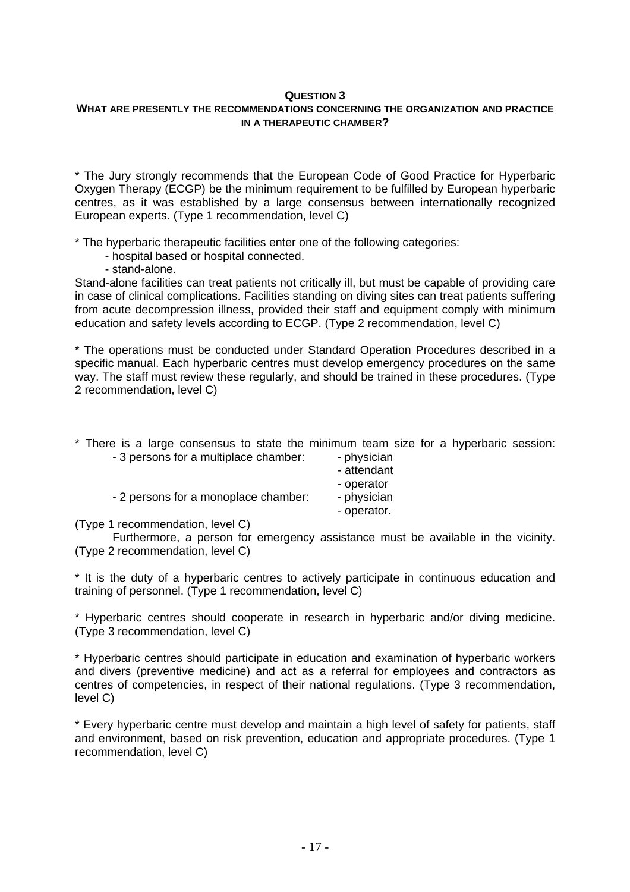## QUESTION 3

### WHAT ARE PRESENTLY THE RECOMMENDATIONS CONCERNING THE ORGANIZATION AND PRACTICE IN A THERAPEUTIC CHAMBER?

* The Jury strongly recommends that the European Code of Good Practice for Hyperbaric Oxygen Therapy (ECGP) be the minimum requirement to be fulfilled by European hyperbaric centres, as it was established by a large consensus between internationally recognized European experts. (Type 1 recommendation, level C)

* The hyperbaric therapeutic facilities enter one of the following categories:
  - hospital based or hospital connected.
  - stand-alone.

Stand-alone facilities can treat patients not critically ill, but must be capable of providing care in case of clinical complications. Facilities standing on diving sites can treat patients suffering from acute decompression illness, provided their staff and equipment comply with minimum education and safety levels according to ECGP. (Type 2 recommendation, level C)

* The operations must be conducted under Standard Operation Procedures described in a specific manual. Each hyperbaric centres must develop emergency procedures on the same way. The staff must review these regularly, and should be trained in these procedures. (Type 2 recommendation, level C)

* There is a large consensus to state the minimum team size for a hyperbaric session:
  - 3 persons for a multiplace chamber:
    - physician
    - attendant
    - operator
  - 2 persons for a monoplace chamber:
    - physician
    - operator.

(Type 1 recommendation, level C)

Furthermore, a person for emergency assistance must be available in the vicinity. (Type 2 recommendation, level C)

* It is the duty of a hyperbaric centres to actively participate in continuous education and training of personnel. (Type 1 recommendation, level C)

* Hyperbaric centres should cooperate in research in hyperbaric and/or diving medicine. (Type 3 recommendation, level C)

* Hyperbaric centres should participate in education and examination of hyperbaric workers and divers (preventive medicine) and act as a referral for employees and contractors as centres of competencies, in respect of their national regulations. (Type 3 recommendation, level C)

* Every hyperbaric centre must develop and maintain a high level of safety for patients, staff and environment, based on risk prevention, education and appropriate procedures. (Type 1 recommendation, level C)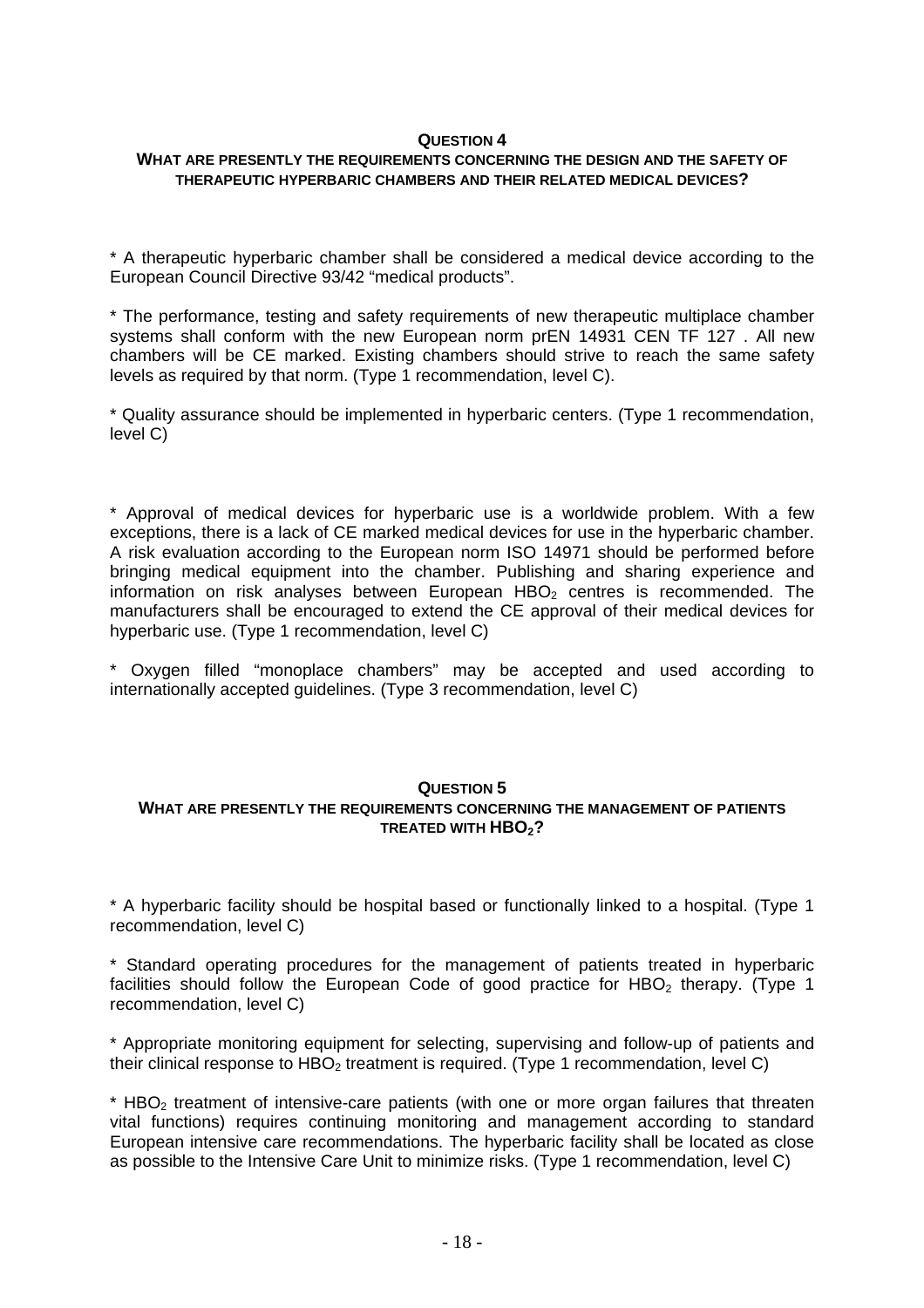## QUESTION 4

### WHAT ARE PRESENTLY THE REQUIREMENTS CONCERNING THE DESIGN AND THE SAFETY OF THERAPEUTIC HYPERBARIC CHAMBERS AND THEIR RELATED MEDICAL DEVICES?

* A therapeutic hyperbaric chamber shall be considered a medical device according to the European Council Directive 93/42 "medical products".

* The performance, testing and safety requirements of new therapeutic multiplace chamber systems shall conform with the new European norm prEN 14931 CEN TF 127 . All new chambers will be CE marked. Existing chambers should strive to reach the same safety levels as required by that norm. (Type 1 recommendation, level C).

* Quality assurance should be implemented in hyperbaric centers. (Type 1 recommendation, level C)

* Approval of medical devices for hyperbaric use is a worldwide problem. With a few exceptions, there is a lack of CE marked medical devices for use in the hyperbaric chamber. A risk evaluation according to the European norm ISO 14971 should be performed before bringing medical equipment into the chamber. Publishing and sharing experience and information on risk analyses between European $HBO_2$ centres is recommended. The manufacturers shall be encouraged to extend the CE approval of their medical devices for hyperbaric use. (Type 1 recommendation, level C)

* Oxygen filled "monoplace chambers" may be accepted and used according to internationally accepted guidelines. (Type 3 recommendation, level C)

## QUESTION 5

### WHAT ARE PRESENTLY THE REQUIREMENTS CONCERNING THE MANAGEMENT OF PATIENTS TREATED WITH $HBO_2$?

* A hyperbaric facility should be hospital based or functionally linked to a hospital. (Type 1 recommendation, level C)

* Standard operating procedures for the management of patients treated in hyperbaric facilities should follow the European Code of good practice for $HBO_2$ therapy. (Type 1 recommendation, level C)

* Appropriate monitoring equipment for selecting, supervising and follow-up of patients and their clinical response to $HBO_2$ treatment is required. (Type 1 recommendation, level C)

* $HBO_2$ treatment of intensive-care patients (with one or more organ failures that threaten vital functions) requires continuing monitoring and management according to standard European intensive care recommendations. The hyperbaric facility shall be located as close as possible to the Intensive Care Unit to minimize risks. (Type 1 recommendation, level C)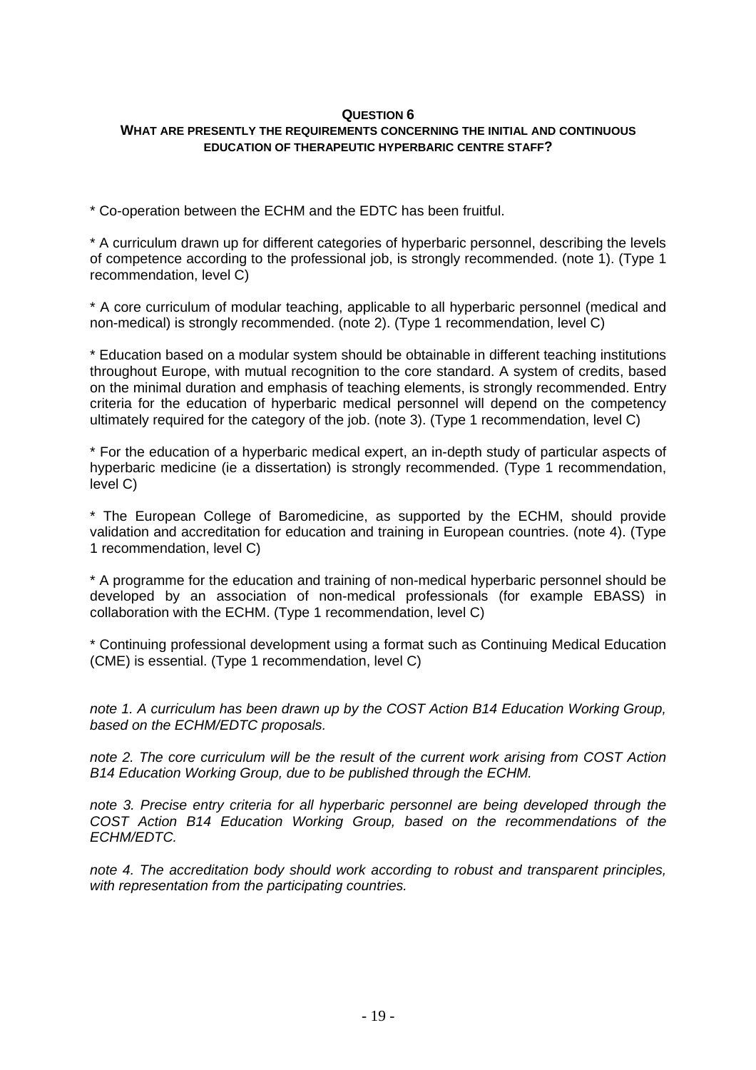## QUESTION 6

### WHAT ARE PRESENTLY THE REQUIREMENTS CONCERNING THE INITIAL AND CONTINUOUS EDUCATION OF THERAPEUTIC HYPERBARIC CENTRE STAFF?

* Co-operation between the ECHM and the EDTC has been fruitful.

* A curriculum drawn up for different categories of hyperbaric personnel, describing the levels of competence according to the professional job, is strongly recommended. (note 1). (Type 1 recommendation, level C)

* A core curriculum of modular teaching, applicable to all hyperbaric personnel (medical and non-medical) is strongly recommended. (note 2). (Type 1 recommendation, level C)

* Education based on a modular system should be obtainable in different teaching institutions throughout Europe, with mutual recognition to the core standard. A system of credits, based on the minimal duration and emphasis of teaching elements, is strongly recommended. Entry criteria for the education of hyperbaric medical personnel will depend on the competency ultimately required for the category of the job. (note 3). (Type 1 recommendation, level C)

* For the education of a hyperbaric medical expert, an in-depth study of particular aspects of hyperbaric medicine (ie a dissertation) is strongly recommended. (Type 1 recommendation, level C)

* The European College of Baromedicine, as supported by the ECHM, should provide validation and accreditation for education and training in European countries. (note 4). (Type 1 recommendation, level C)

* A programme for the education and training of non-medical hyperbaric personnel should be developed by an association of non-medical professionals (for example EBASS) in collaboration with the ECHM. (Type 1 recommendation, level C)

* Continuing professional development using a format such as Continuing Medical Education (CME) is essential. (Type 1 recommendation, level C)

*note 1. A curriculum has been drawn up by the COST Action B14 Education Working Group, based on the ECHM/EDTC proposals.*

*note 2. The core curriculum will be the result of the current work arising from COST Action B14 Education Working Group, due to be published through the ECHM.*

*note 3. Precise entry criteria for all hyperbaric personnel are being developed through the COST Action B14 Education Working Group, based on the recommendations of the ECHM/EDTC.*

*note 4. The accreditation body should work according to robust and transparent principles, with representation from the participating countries.*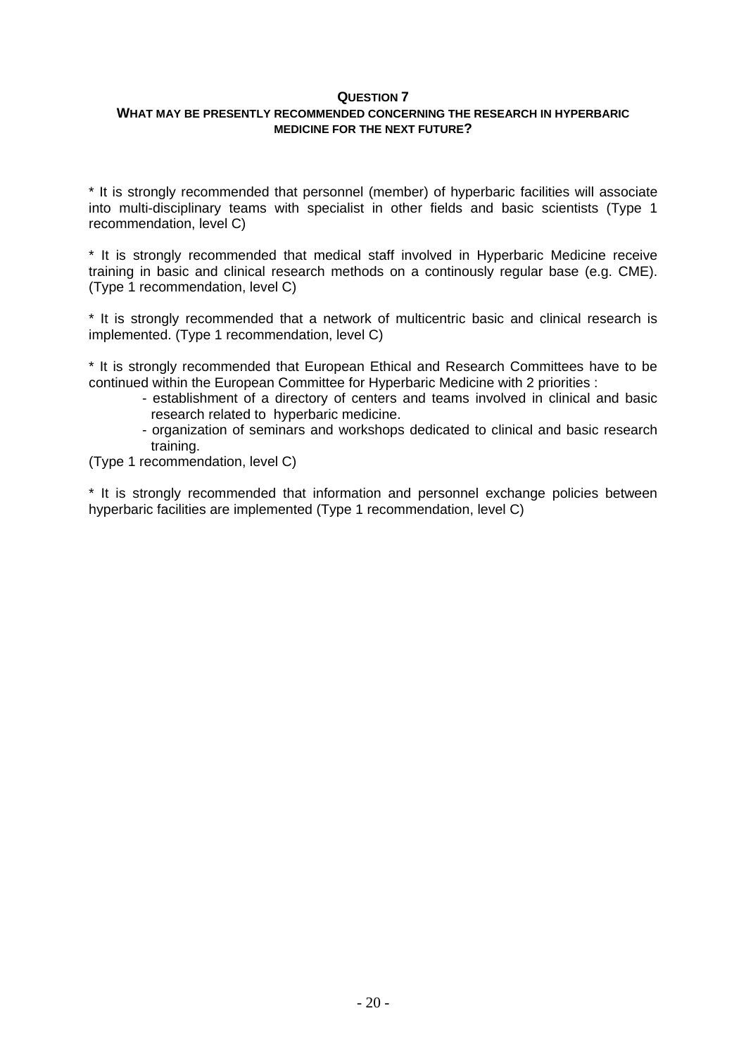## QUESTION 7

### WHAT MAY BE PRESENTLY RECOMMENDED CONCERNING THE RESEARCH IN HYPERBARIC MEDICINE FOR THE NEXT FUTURE?

* It is strongly recommended that personnel (member) of hyperbaric facilities will associate into multi-disciplinary teams with specialist in other fields and basic scientists (Type 1 recommendation, level C)

* It is strongly recommended that medical staff involved in Hyperbaric Medicine receive training in basic and clinical research methods on a continously regular base (e.g. CME). (Type 1 recommendation, level C)

* It is strongly recommended that a network of multicentric basic and clinical research is implemented. (Type 1 recommendation, level C)

* It is strongly recommended that European Ethical and Research Committees have to be continued within the European Committee for Hyperbaric Medicine with 2 priorities :

  - establishment of a directory of centers and teams involved in clinical and basic research related to hyperbaric medicine.
  - organization of seminars and workshops dedicated to clinical and basic research training.

(Type 1 recommendation, level C)

* It is strongly recommended that information and personnel exchange policies between hyperbaric facilities are implemented (Type 1 recommendation, level C)